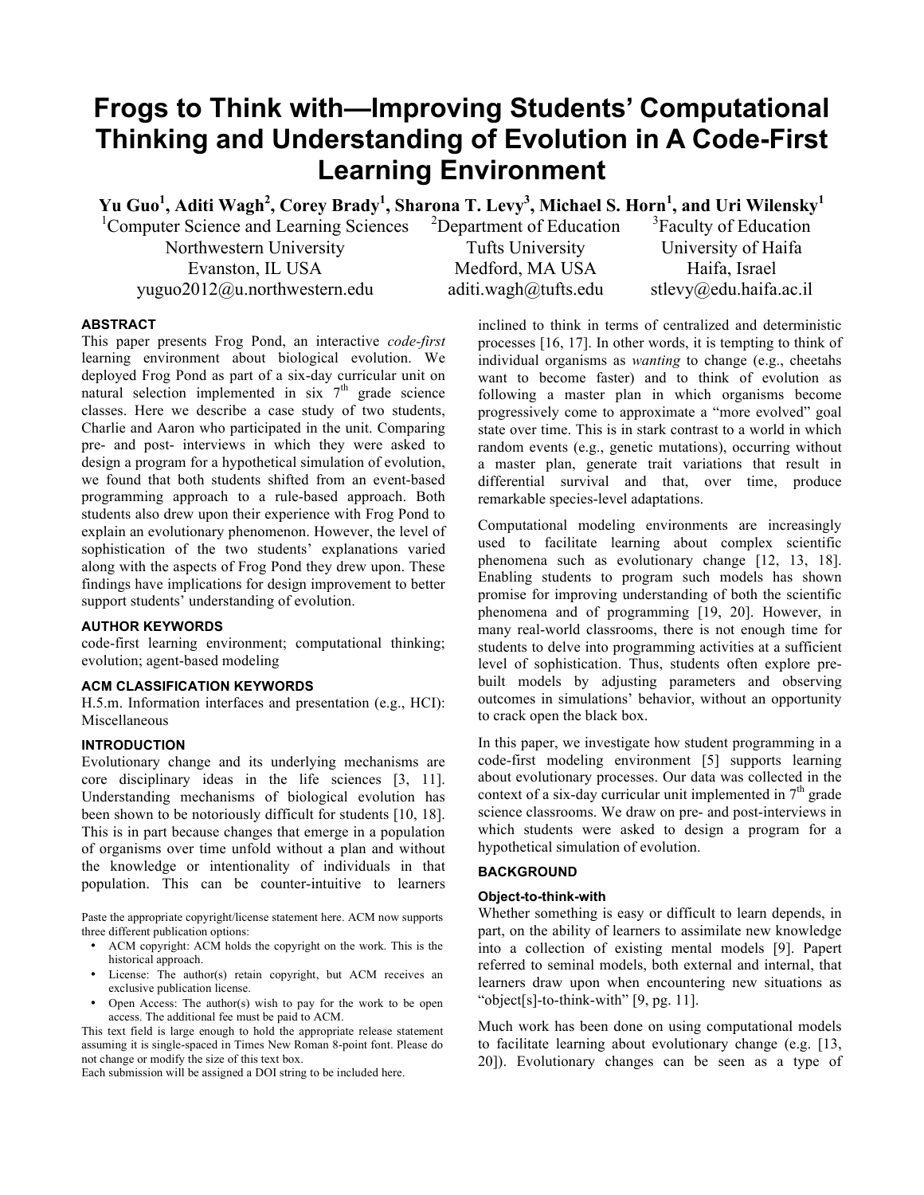# Frogs to Think with—Improving Students' Computational Thinking and Understanding of Evolution in A Code-First Learning Environment

**Yu Guo[1], Aditi Wagh[2], Corey Brady[1], Sharona T. Levy[3], Michael S. Horn[1], and Uri Wilensky[1]**

[1]Computer Science and Learning Sciences
Northwestern University
Evanston, IL USA
yuguo2012@u.northwestern.edu

[2]Department of Education
Tufts University
Medford, MA USA
aditi.wagh@tufts.edu

[3]Faculty of Education
University of Haifa
Haifa, Israel
stlevy@edu.haifa.ac.il

## ABSTRACT

This paper presents Frog Pond, an interactive *code-first* learning environment about biological evolution. We deployed Frog Pond as part of a six-day curricular unit on natural selection implemented in six 7th grade science classes. Here we describe a case study of two students, Charlie and Aaron who participated in the unit. Comparing pre- and post- interviews in which they were asked to design a program for a hypothetical simulation of evolution, we found that both students shifted from an event-based programming approach to a rule-based approach. Both students also drew upon their experience with Frog Pond to explain an evolutionary phenomenon. However, the level of sophistication of the two students' explanations varied along with the aspects of Frog Pond they drew upon. These findings have implications for design improvement to better support students' understanding of evolution.

### AUTHOR KEYWORDS

code-first learning environment; computational thinking; evolution; agent-based modeling

### ACM CLASSIFICATION KEYWORDS

H.5.m. Information interfaces and presentation (e.g., HCI): Miscellaneous

## INTRODUCTION

Evolutionary change and its underlying mechanisms are core disciplinary ideas in the life sciences [3, 11]. Understanding mechanisms of biological evolution has been shown to be notoriously difficult for students [10, 18]. This is in part because changes that emerge in a population of organisms over time unfold without a plan and without the knowledge or intentionality of individuals in that population. This can be counter-intuitive to learners inclined to think in terms of centralized and deterministic processes [16, 17]. In other words, it is tempting to think of individual organisms as *wanting* to change (e.g., cheetahs want to become faster) and to think of evolution as following a master plan in which organisms become progressively come to approximate a "more evolved" goal state over time. This is in stark contrast to a world in which random events (e.g., genetic mutations), occurring without a master plan, generate trait variations that result in differential survival and that, over time, produce remarkable species-level adaptations.

Computational modeling environments are increasingly used to facilitate learning about complex scientific phenomena such as evolutionary change [12, 13, 18]. Enabling students to program such models has shown promise for improving understanding of both the scientific phenomena and of programming [19, 20]. However, in many real-world classrooms, there is not enough time for students to delve into programming activities at a sufficient level of sophistication. Thus, students often explore pre-built models by adjusting parameters and observing outcomes in simulations' behavior, without an opportunity to crack open the black box.

In this paper, we investigate how student programming in a code-first modeling environment [5] supports learning about evolutionary processes. Our data was collected in the context of a six-day curricular unit implemented in 7th grade science classrooms. We draw on pre- and post-interviews in which students were asked to design a program for a hypothetical simulation of evolution.

Paste the appropriate copyright/license statement here. ACM now supports three different publication options:

- ACM copyright: ACM holds the copyright on the work. This is the historical approach.
- License: The author(s) retain copyright, but ACM receives an exclusive publication license.
- Open Access: The author(s) wish to pay for the work to be open access. The additional fee must be paid to ACM.

This text field is large enough to hold the appropriate release statement assuming it is single-spaced in Times New Roman 8-point font. Please do not change or modify the size of this text box.
Each submission will be assigned a DOI string to be included here.

## BACKGROUND

### Object-to-think-with

Whether something is easy or difficult to learn depends, in part, on the ability of learners to assimilate new knowledge into a collection of existing mental models [9]. Papert referred to seminal models, both external and internal, that learners draw upon when encountering new situations as "object[s]-to-think-with" [9, pg. 11].

Much work has been done on using computational models to facilitate learning about evolutionary change (e.g. [13, 20]). Evolutionary changes can be seen as a type of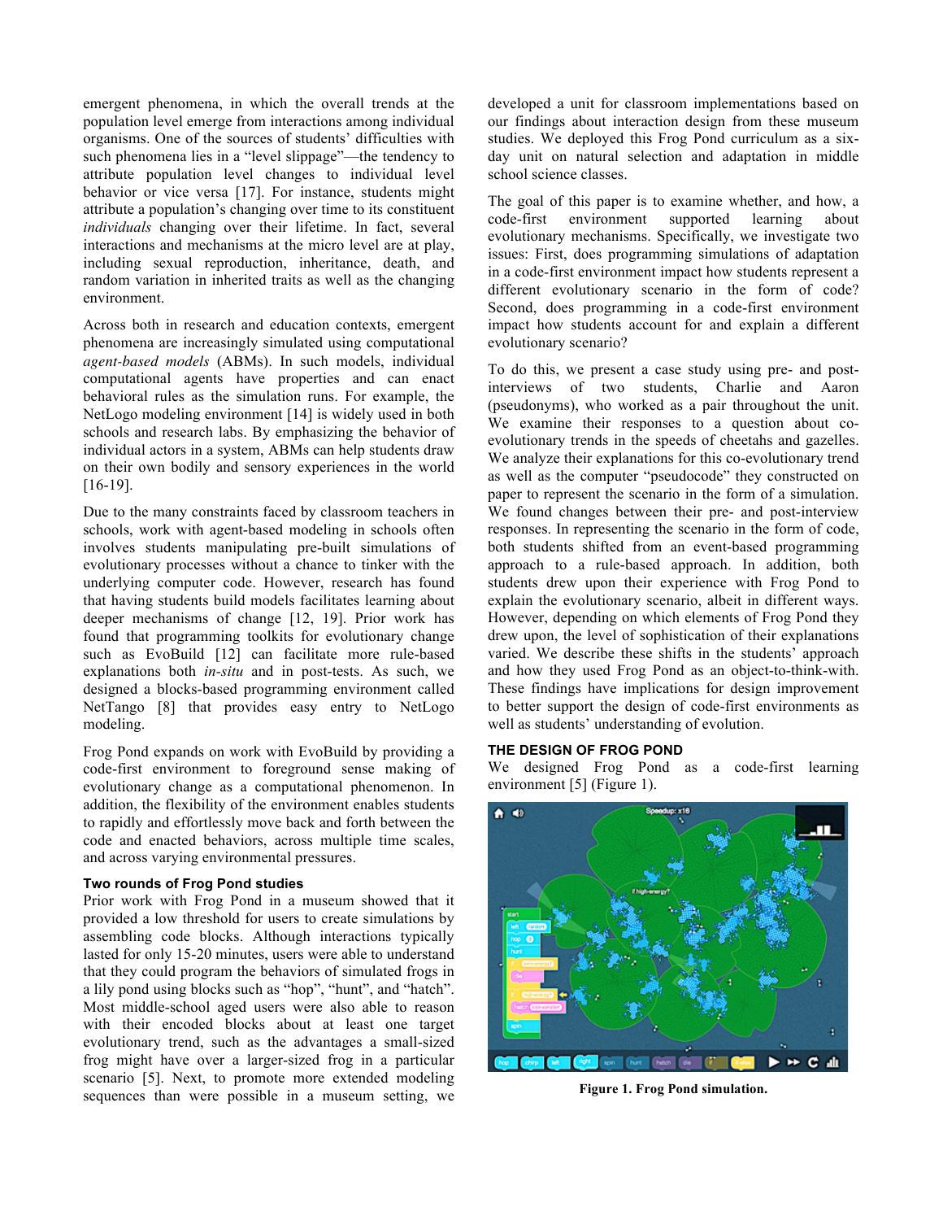emergent phenomena, in which the overall trends at the population level emerge from interactions among individual organisms. One of the sources of students' difficulties with such phenomena lies in a "level slippage"—the tendency to attribute population level changes to individual level behavior or vice versa [17]. For instance, students might attribute a population's changing over time to its constituent *individuals* changing over their lifetime. In fact, several interactions and mechanisms at the micro level are at play, including sexual reproduction, inheritance, death, and random variation in inherited traits as well as the changing environment.

Across both in research and education contexts, emergent phenomena are increasingly simulated using computational *agent-based models* (ABMs). In such models, individual computational agents have properties and can enact behavioral rules as the simulation runs. For example, the NetLogo modeling environment [14] is widely used in both schools and research labs. By emphasizing the behavior of individual actors in a system, ABMs can help students draw on their own bodily and sensory experiences in the world [16-19].

Due to the many constraints faced by classroom teachers in schools, work with agent-based modeling in schools often involves students manipulating pre-built simulations of evolutionary processes without a chance to tinker with the underlying computer code. However, research has found that having students build models facilitates learning about deeper mechanisms of change [12, 19]. Prior work has found that programming toolkits for evolutionary change such as EvoBuild [12] can facilitate more rule-based explanations both *in-situ* and in post-tests. As such, we designed a blocks-based programming environment called NetTango [8] that provides easy entry to NetLogo modeling.

Frog Pond expands on work with EvoBuild by providing a code-first environment to foreground sense making of evolutionary change as a computational phenomenon. In addition, the flexibility of the environment enables students to rapidly and effortlessly move back and forth between the code and enacted behaviors, across multiple time scales, and across varying environmental pressures.

### Two rounds of Frog Pond studies

Prior work with Frog Pond in a museum showed that it provided a low threshold for users to create simulations by assembling code blocks. Although interactions typically lasted for only 15-20 minutes, users were able to understand that they could program the behaviors of simulated frogs in a lily pond using blocks such as "hop", "hunt", and "hatch". Most middle-school aged users were also able to reason with their encoded blocks about at least one target evolutionary trend, such as the advantages a small-sized frog might have over a larger-sized frog in a particular scenario [5]. Next, to promote more extended modeling sequences than were possible in a museum setting, we developed a unit for classroom implementations based on our findings about interaction design from these museum studies. We deployed this Frog Pond curriculum as a six-day unit on natural selection and adaptation in middle school science classes.

The goal of this paper is to examine whether, and how, a code-first environment supported learning about evolutionary mechanisms. Specifically, we investigate two issues: First, does programming simulations of adaptation in a code-first environment impact how students represent a different evolutionary scenario in the form of code? Second, does programming in a code-first environment impact how students account for and explain a different evolutionary scenario?

To do this, we present a case study using pre- and post-interviews of two students, Charlie and Aaron (pseudonyms), who worked as a pair throughout the unit. We examine their responses to a question about co-evolutionary trends in the speeds of cheetahs and gazelles. We analyze their explanations for this co-evolutionary trend as well as the computer "pseudocode" they constructed on paper to represent the scenario in the form of a simulation. We found changes between their pre- and post-interview responses. In representing the scenario in the form of code, both students shifted from an event-based programming approach to a rule-based approach. In addition, both students drew upon their experience with Frog Pond to explain the evolutionary scenario, albeit in different ways. However, depending on which elements of Frog Pond they drew upon, the level of sophistication of their explanations varied. We describe these shifts in the students' approach and how they used Frog Pond as an object-to-think-with. These findings have implications for design improvement to better support the design of code-first environments as well as students' understanding of evolution.

## THE DESIGN OF FROG POND

We designed Frog Pond as a code-first learning environment [5] (Figure 1).

**Figure 1. Frog Pond simulation.**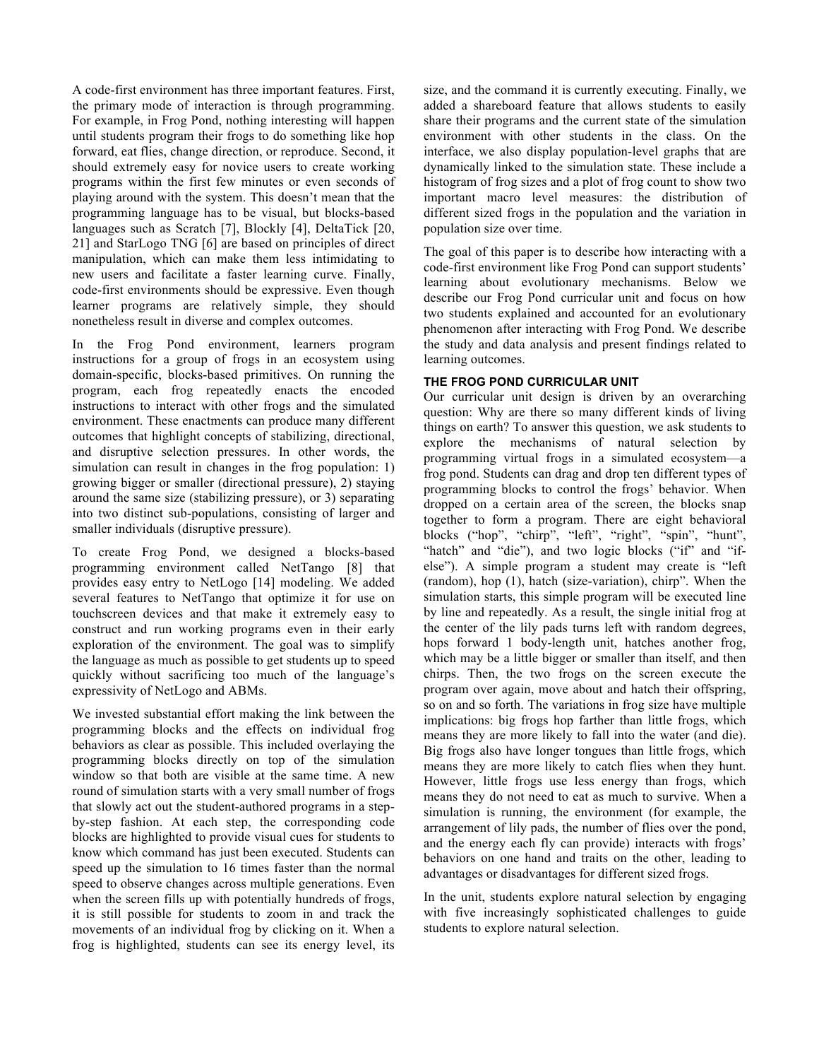A code-first environment has three important features. First, the primary mode of interaction is through programming. For example, in Frog Pond, nothing interesting will happen until students program their frogs to do something like hop forward, eat flies, change direction, or reproduce. Second, it should extremely easy for novice users to create working programs within the first few minutes or even seconds of playing around with the system. This doesn't mean that the programming language has to be visual, but blocks-based languages such as Scratch [7], Blockly [4], DeltaTick [20, 21] and StarLogo TNG [6] are based on principles of direct manipulation, which can make them less intimidating to new users and facilitate a faster learning curve. Finally, code-first environments should be expressive. Even though learner programs are relatively simple, they should nonetheless result in diverse and complex outcomes.

In the Frog Pond environment, learners program instructions for a group of frogs in an ecosystem using domain-specific, blocks-based primitives. On running the program, each frog repeatedly enacts the encoded instructions to interact with other frogs and the simulated environment. These enactments can produce many different outcomes that highlight concepts of stabilizing, directional, and disruptive selection pressures. In other words, the simulation can result in changes in the frog population: 1) growing bigger or smaller (directional pressure), 2) staying around the same size (stabilizing pressure), or 3) separating into two distinct sub-populations, consisting of larger and smaller individuals (disruptive pressure).

To create Frog Pond, we designed a blocks-based programming environment called NetTango [8] that provides easy entry to NetLogo [14] modeling. We added several features to NetTango that optimize it for use on touchscreen devices and that make it extremely easy to construct and run working programs even in their early exploration of the environment. The goal was to simplify the language as much as possible to get students up to speed quickly without sacrificing too much of the language's expressivity of NetLogo and ABMs.

We invested substantial effort making the link between the programming blocks and the effects on individual frog behaviors as clear as possible. This included overlaying the programming blocks directly on top of the simulation window so that both are visible at the same time. A new round of simulation starts with a very small number of frogs that slowly act out the student-authored programs in a step-by-step fashion. At each step, the corresponding code blocks are highlighted to provide visual cues for students to know which command has just been executed. Students can speed up the simulation to 16 times faster than the normal speed to observe changes across multiple generations. Even when the screen fills up with potentially hundreds of frogs, it is still possible for students to zoom in and track the movements of an individual frog by clicking on it. When a frog is highlighted, students can see its energy level, its size, and the command it is currently executing. Finally, we added a shareboard feature that allows students to easily share their programs and the current state of the simulation environment with other students in the class. On the interface, we also display population-level graphs that are dynamically linked to the simulation state. These include a histogram of frog sizes and a plot of frog count to show two important macro level measures: the distribution of different sized frogs in the population and the variation in population size over time.

The goal of this paper is to describe how interacting with a code-first environment like Frog Pond can support students' learning about evolutionary mechanisms. Below we describe our Frog Pond curricular unit and focus on how two students explained and accounted for an evolutionary phenomenon after interacting with Frog Pond. We describe the study and data analysis and present findings related to learning outcomes.

## THE FROG POND CURRICULAR UNIT

Our curricular unit design is driven by an overarching question: Why are there so many different kinds of living things on earth? To answer this question, we ask students to explore the mechanisms of natural selection by programming virtual frogs in a simulated ecosystem—a frog pond. Students can drag and drop ten different types of programming blocks to control the frogs' behavior. When dropped on a certain area of the screen, the blocks snap together to form a program. There are eight behavioral blocks ("hop", "chirp", "left", "right", "spin", "hunt", "hatch" and "die"), and two logic blocks ("if" and "if-else"). A simple program a student may create is "left (random), hop (1), hatch (size-variation), chirp". When the simulation starts, this simple program will be executed line by line and repeatedly. As a result, the single initial frog at the center of the lily pads turns left with random degrees, hops forward 1 body-length unit, hatches another frog, which may be a little bigger or smaller than itself, and then chirps. Then, the two frogs on the screen execute the program over again, move about and hatch their offspring, so on and so forth. The variations in frog size have multiple implications: big frogs hop farther than little frogs, which means they are more likely to fall into the water (and die). Big frogs also have longer tongues than little frogs, which means they are more likely to catch flies when they hunt. However, little frogs use less energy than frogs, which means they do not need to eat as much to survive. When a simulation is running, the environment (for example, the arrangement of lily pads, the number of flies over the pond, and the energy each fly can provide) interacts with frogs' behaviors on one hand and traits on the other, leading to advantages or disadvantages for different sized frogs.

In the unit, students explore natural selection by engaging with five increasingly sophisticated challenges to guide students to explore natural selection.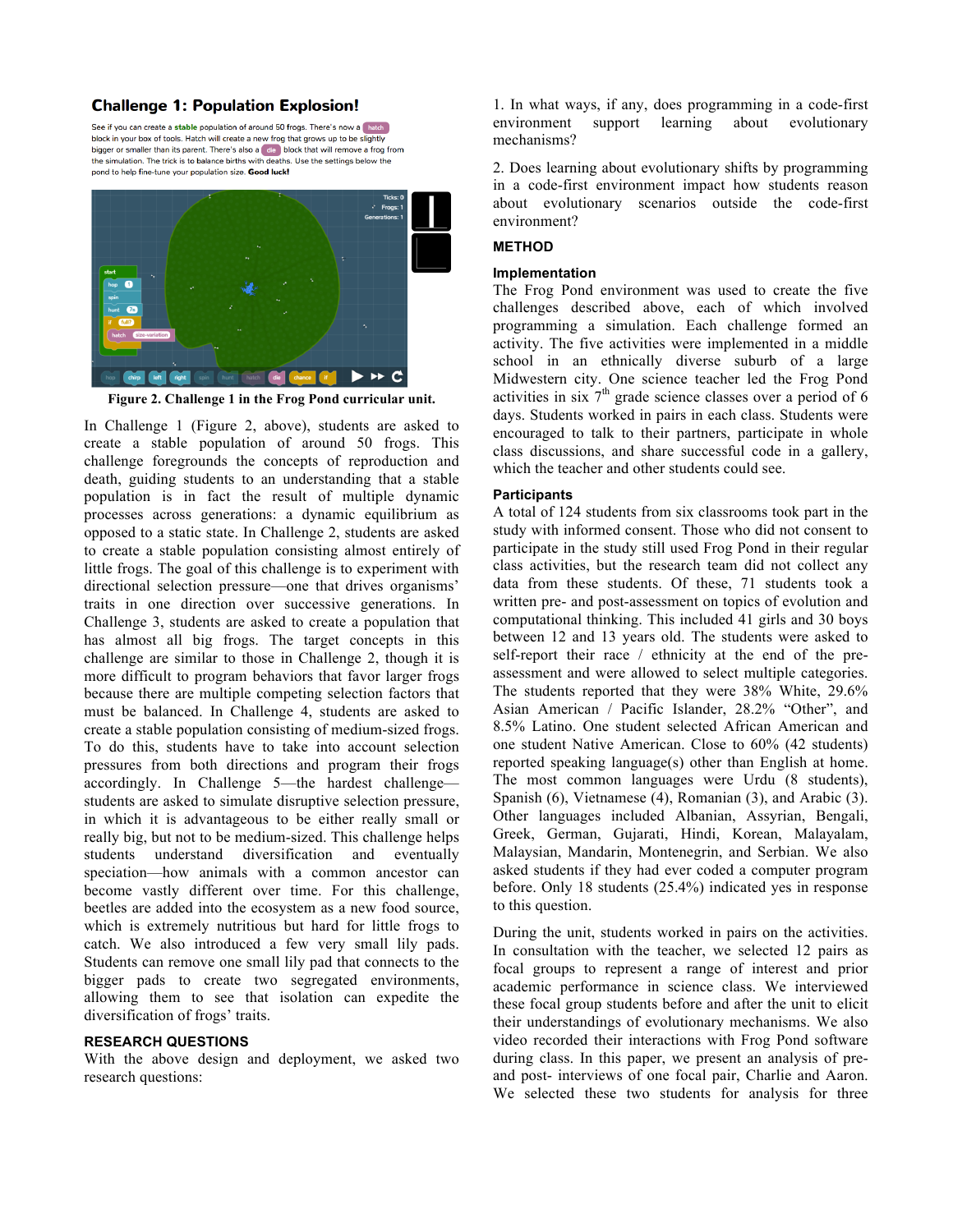Challenge 1: Population Explosion!

See if you can create a **stable** population of around 50 frogs. There's now a hatch block in your box of tools. Hatch will create a new frog that grows up to be slightly bigger or smaller than its parent. There's also a die block that will remove a frog from the simulation. The trick is to balance births with deaths. Use the settings below the pond to help fine-tune your population size. **Good luck!**

**Figure 2. Challenge 1 in the Frog Pond curricular unit.**

In Challenge 1 (Figure 2, above), students are asked to create a stable population of around 50 frogs. This challenge foregrounds the concepts of reproduction and death, guiding students to an understanding that a stable population is in fact the result of multiple dynamic processes across generations: a dynamic equilibrium as opposed to a static state. In Challenge 2, students are asked to create a stable population consisting almost entirely of little frogs. The goal of this challenge is to experiment with directional selection pressure—one that drives organisms' traits in one direction over successive generations. In Challenge 3, students are asked to create a population that has almost all big frogs. The target concepts in this challenge are similar to those in Challenge 2, though it is more difficult to program behaviors that favor larger frogs because there are multiple competing selection factors that must be balanced. In Challenge 4, students are asked to create a stable population consisting of medium-sized frogs. To do this, students have to take into account selection pressures from both directions and program their frogs accordingly. In Challenge 5—the hardest challenge—students are asked to simulate disruptive selection pressure, in which it is advantageous to be either really small or really big, but not to be medium-sized. This challenge helps students understand diversification and eventually speciation—how animals with a common ancestor can become vastly different over time. For this challenge, beetles are added into the ecosystem as a new food source, which is extremely nutritious but hard for little frogs to catch. We also introduced a few very small lily pads. Students can remove one small lily pad that connects to the bigger pads to create two segregated environments, allowing them to see that isolation can expedite the diversification of frogs' traits.

## RESEARCH QUESTIONS

With the above design and deployment, we asked two research questions:

1. In what ways, if any, does programming in a code-first environment support learning about evolutionary mechanisms?

2. Does learning about evolutionary shifts by programming in a code-first environment impact how students reason about evolutionary scenarios outside the code-first environment?

## METHOD

### Implementation

The Frog Pond environment was used to create the five challenges described above, each of which involved programming a simulation. Each challenge formed an activity. The five activities were implemented in a middle school in an ethnically diverse suburb of a large Midwestern city. One science teacher led the Frog Pond activities in six 7th grade science classes over a period of 6 days. Students worked in pairs in each class. Students were encouraged to talk to their partners, participate in whole class discussions, and share successful code in a gallery, which the teacher and other students could see.

### Participants

A total of 124 students from six classrooms took part in the study with informed consent. Those who did not consent to participate in the study still used Frog Pond in their regular class activities, but the research team did not collect any data from these students. Of these, 71 students took a written pre- and post-assessment on topics of evolution and computational thinking. This included 41 girls and 30 boys between 12 and 13 years old. The students were asked to self-report their race / ethnicity at the end of the pre-assessment and were allowed to select multiple categories. The students reported that they were 38% White, 29.6% Asian American / Pacific Islander, 28.2% "Other", and 8.5% Latino. One student selected African American and one student Native American. Close to 60% (42 students) reported speaking language(s) other than English at home. The most common languages were Urdu (8 students), Spanish (6), Vietnamese (4), Romanian (3), and Arabic (3). Other languages included Albanian, Assyrian, Bengali, Greek, German, Gujarati, Hindi, Korean, Malayalam, Malaysian, Mandarin, Montenegrin, and Serbian. We also asked students if they had ever coded a computer program before. Only 18 students (25.4%) indicated yes in response to this question.

During the unit, students worked in pairs on the activities. In consultation with the teacher, we selected 12 pairs as focal groups to represent a range of interest and prior academic performance in science class. We interviewed these focal group students before and after the unit to elicit their understandings of evolutionary mechanisms. We also video recorded their interactions with Frog Pond software during class. In this paper, we present an analysis of pre- and post- interviews of one focal pair, Charlie and Aaron. We selected these two students for analysis for three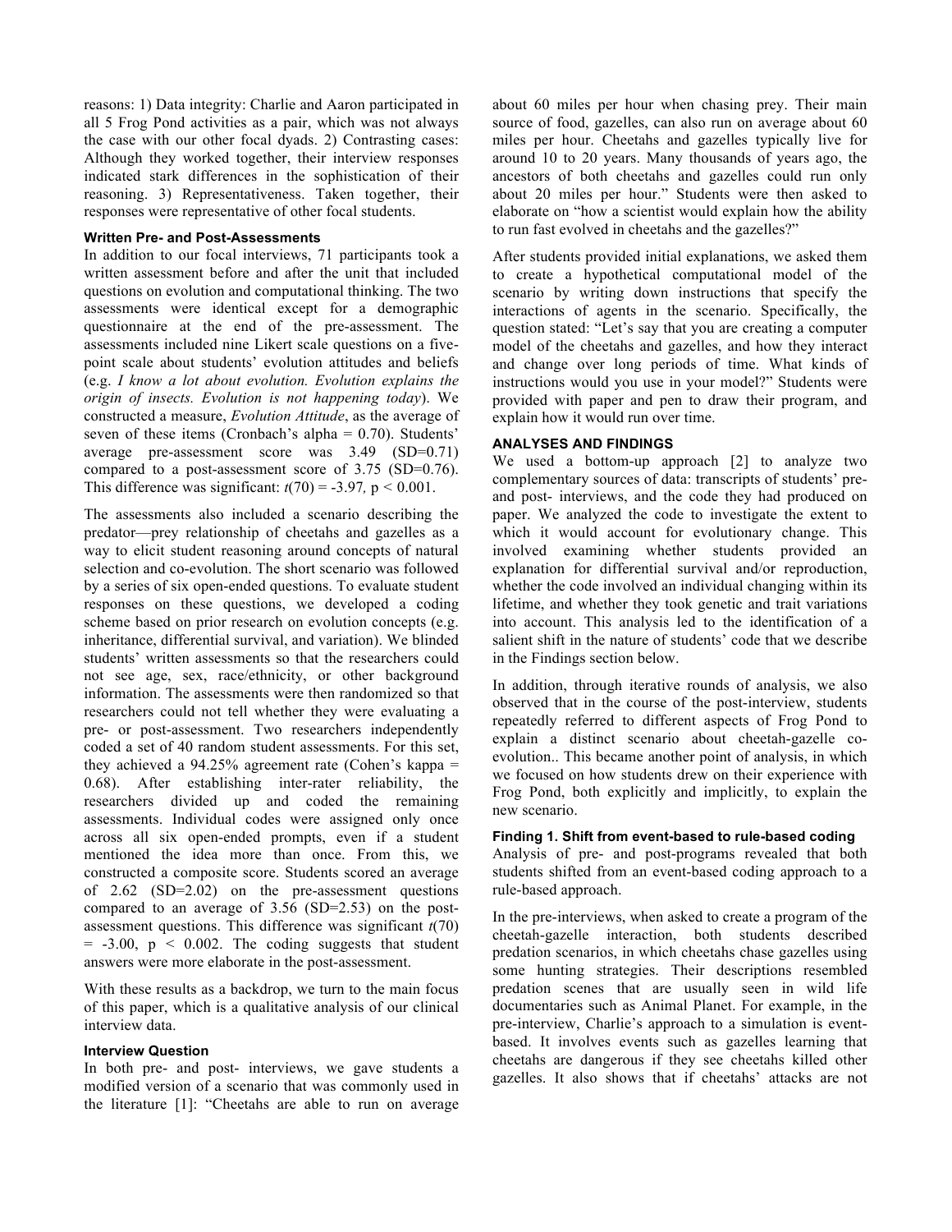reasons: 1) Data integrity: Charlie and Aaron participated in all 5 Frog Pond activities as a pair, which was not always the case with our other focal dyads. 2) Contrasting cases: Although they worked together, their interview responses indicated stark differences in the sophistication of their reasoning. 3) Representativeness. Taken together, their responses were representative of other focal students.

#### Written Pre- and Post-Assessments

In addition to our focal interviews, 71 participants took a written assessment before and after the unit that included questions on evolution and computational thinking. The two assessments were identical except for a demographic questionnaire at the end of the pre-assessment. The assessments included nine Likert scale questions on a five-point scale about students' evolution attitudes and beliefs (e.g. *I know a lot about evolution. Evolution explains the origin of insects. Evolution is not happening today*). We constructed a measure, *Evolution Attitude*, as the average of seven of these items (Cronbach's alpha = 0.70). Students' average pre-assessment score was 3.49 (SD=0.71) compared to a post-assessment score of 3.75 (SD=0.76). This difference was significant: $t(70) = -3.97$, $p < 0.001$.

The assessments also included a scenario describing the predator—prey relationship of cheetahs and gazelles as a way to elicit student reasoning around concepts of natural selection and co-evolution. The short scenario was followed by a series of six open-ended questions. To evaluate student responses on these questions, we developed a coding scheme based on prior research on evolution concepts (e.g. inheritance, differential survival, and variation). We blinded students' written assessments so that the researchers could not see age, sex, race/ethnicity, or other background information. The assessments were then randomized so that researchers could not tell whether they were evaluating a pre- or post-assessment. Two researchers independently coded a set of 40 random student assessments. For this set, they achieved a 94.25% agreement rate (Cohen's kappa = 0.68). After establishing inter-rater reliability, the researchers divided up and coded the remaining assessments. Individual codes were assigned only once across all six open-ended prompts, even if a student mentioned the idea more than once. From this, we constructed a composite score. Students scored an average of 2.62 (SD=2.02) on the pre-assessment questions compared to an average of 3.56 (SD=2.53) on the post-assessment questions. This difference was significant $t(70) = -3.00$, $p < 0.002$. The coding suggests that student answers were more elaborate in the post-assessment.

With these results as a backdrop, we turn to the main focus of this paper, which is a qualitative analysis of our clinical interview data.

#### Interview Question

In both pre- and post- interviews, we gave students a modified version of a scenario that was commonly used in the literature [1]: "Cheetahs are able to run on average about 60 miles per hour when chasing prey. Their main source of food, gazelles, can also run on average about 60 miles per hour. Cheetahs and gazelles typically live for around 10 to 20 years. Many thousands of years ago, the ancestors of both cheetahs and gazelles could run only about 20 miles per hour." Students were then asked to elaborate on "how a scientist would explain how the ability to run fast evolved in cheetahs and the gazelles?"

After students provided initial explanations, we asked them to create a hypothetical computational model of the scenario by writing down instructions that specify the interactions of agents in the scenario. Specifically, the question stated: "Let's say that you are creating a computer model of the cheetahs and gazelles, and how they interact and change over long periods of time. What kinds of instructions would you use in your model?" Students were provided with paper and pen to draw their program, and explain how it would run over time.

### ANALYSES AND FINDINGS

We used a bottom-up approach [2] to analyze two complementary sources of data: transcripts of students' pre- and post- interviews, and the code they had produced on paper. We analyzed the code to investigate the extent to which it would account for evolutionary change. This involved examining whether students provided an explanation for differential survival and/or reproduction, whether the code involved an individual changing within its lifetime, and whether they took genetic and trait variations into account. This analysis led to the identification of a salient shift in the nature of students' code that we describe in the Findings section below.

In addition, through iterative rounds of analysis, we also observed that in the course of the post-interview, students repeatedly referred to different aspects of Frog Pond to explain a distinct scenario about cheetah-gazelle co-evolution.. This became another point of analysis, in which we focused on how students drew on their experience with Frog Pond, both explicitly and implicitly, to explain the new scenario.

#### Finding 1. Shift from event-based to rule-based coding

Analysis of pre- and post-programs revealed that both students shifted from an event-based coding approach to a rule-based approach.

In the pre-interviews, when asked to create a program of the cheetah-gazelle interaction, both students described predation scenarios, in which cheetahs chase gazelles using some hunting strategies. Their descriptions resembled predation scenes that are usually seen in wild life documentaries such as Animal Planet. For example, in the pre-interview, Charlie's approach to a simulation is event-based. It involves events such as gazelles learning that cheetahs are dangerous if they see cheetahs killed other gazelles. It also shows that if cheetahs' attacks are not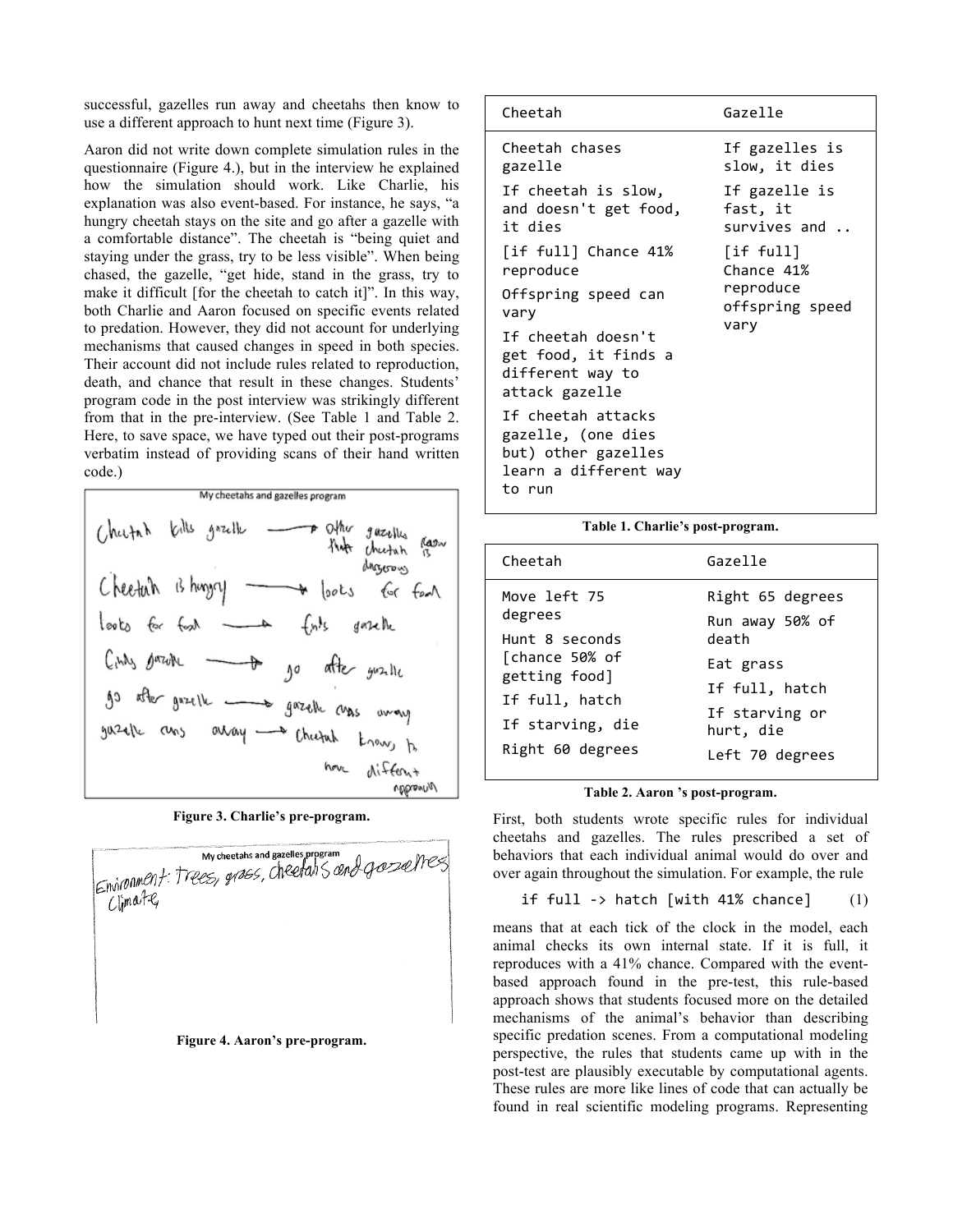successful, gazelles run away and cheetahs then know to use a different approach to hunt next time (Figure 3).

Aaron did not write down complete simulation rules in the questionnaire (Figure 4.), but in the interview he explained how the simulation should work. Like Charlie, his explanation was also event-based. For instance, he says, "a hungry cheetah stays on the site and go after a gazelle with a comfortable distance". The cheetah is "being quiet and staying under the grass, try to be less visible". When being chased, the gazelle, "get hide, stand in the grass, try to make it difficult [for the cheetah to catch it]". In this way, both Charlie and Aaron focused on specific events related to predation. However, they did not account for underlying mechanisms that caused changes in speed in both species. Their account did not include rules related to reproduction, death, and chance that result in these changes. Students' program code in the post interview was strikingly different from that in the pre-interview. (See Table 1 and Table 2. Here, to save space, we have typed out their post-programs verbatim instead of providing scans of their hand written code.)

Figure 3. Charlie's pre-program.

Figure 4. Aaron's pre-program.

| Cheetah | Gazelle |
|---|---|
| Cheetah chases gazelle<br>If cheetah is slow, and doesn't get food, it dies<br>[if full] Chance 41% reproduce<br>Offspring speed can vary<br>If cheetah doesn't get food, it finds a different way to attack gazelle<br>If cheetah attacks gazelle, (one dies but) other gazelles learn a different way to run | If gazelles is slow, it dies<br>If gazelle is fast, it survives and ..<br>[if full] Chance 41% reproduce offspring speed vary |

**Table 1. Charlie's post-program.**

| Cheetah | Gazelle |
|---|---|
| Move left 75 degrees<br>Hunt 8 seconds [chance 50% of getting food]<br>If full, hatch<br>If starving, die<br>Right 60 degrees | Right 65 degrees<br>Run away 50% of death<br>Eat grass<br>If full, hatch<br>If starving or hurt, die<br>Left 70 degrees |

**Table 2. Aaron 's post-program.**

First, both students wrote specific rules for individual cheetahs and gazelles. The rules prescribed a set of behaviors that each individual animal would do over and over again throughout the simulation. For example, the rule

```
if full -> hatch [with 41% chance]        (1)
```

means that at each tick of the clock in the model, each animal checks its own internal state. If it is full, it reproduces with a 41% chance. Compared with the event-based approach found in the pre-test, this rule-based approach shows that students focused more on the detailed mechanisms of the animal's behavior than describing specific predation scenes. From a computational modeling perspective, the rules that students came up with in the post-test are plausibly executable by computational agents. These rules are more like lines of code that can actually be found in real scientific modeling programs. Representing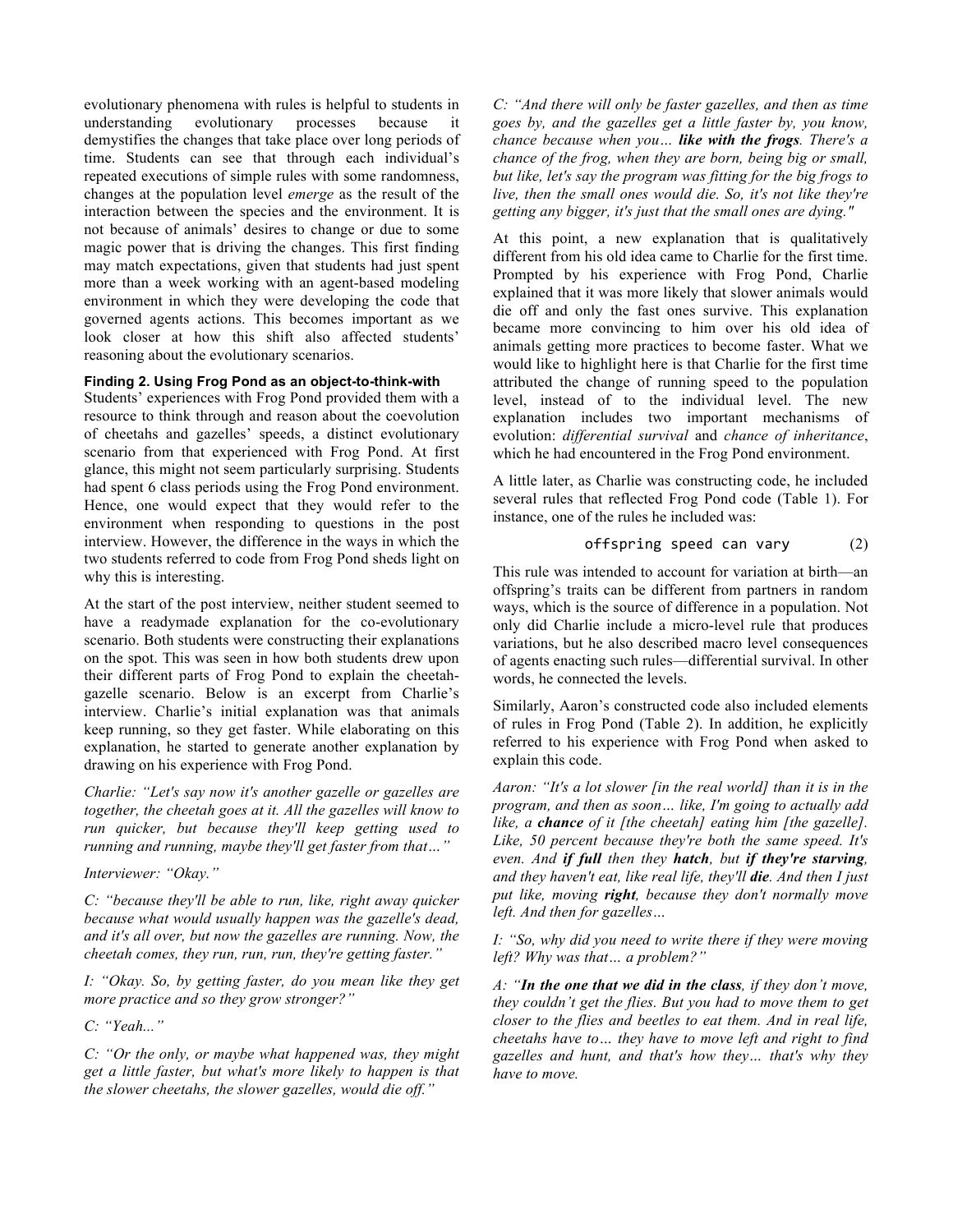evolutionary phenomena with rules is helpful to students in understanding evolutionary processes because it demystifies the changes that take place over long periods of time. Students can see that through each individual's repeated executions of simple rules with some randomness, changes at the population level *emerge* as the result of the interaction between the species and the environment. It is not because of animals' desires to change or due to some magic power that is driving the changes. This first finding may match expectations, given that students had just spent more than a week working with an agent-based modeling environment in which they were developing the code that governed agents actions. This becomes important as we look closer at how this shift also affected students' reasoning about the evolutionary scenarios.

#### Finding 2. Using Frog Pond as an object-to-think-with

Students' experiences with Frog Pond provided them with a resource to think through and reason about the coevolution of cheetahs and gazelles' speeds, a distinct evolutionary scenario from that experienced with Frog Pond. At first glance, this might not seem particularly surprising. Students had spent 6 class periods using the Frog Pond environment. Hence, one would expect that they would refer to the environment when responding to questions in the post interview. However, the difference in the ways in which the two students referred to code from Frog Pond sheds light on why this is interesting.

At the start of the post interview, neither student seemed to have a readymade explanation for the co-evolutionary scenario. Both students were constructing their explanations on the spot. This was seen in how both students drew upon their different parts of Frog Pond to explain the cheetah-gazelle scenario. Below is an excerpt from Charlie's interview. Charlie's initial explanation was that animals keep running, so they get faster. While elaborating on this explanation, he started to generate another explanation by drawing on his experience with Frog Pond.

*Charlie: "Let's say now it's another gazelle or gazelles are together, the cheetah goes at it. All the gazelles will know to run quicker, but because they'll keep getting used to running and running, maybe they'll get faster from that…"*

*Interviewer: "Okay."*

*C: "because they'll be able to run, like, right away quicker because what would usually happen was the gazelle's dead, and it's all over, but now the gazelles are running. Now, the cheetah comes, they run, run, run, they're getting faster."*

*I: "Okay. So, by getting faster, do you mean like they get more practice and so they grow stronger?"*

*C: "Yeah..."*

*C: "Or the only, or maybe what happened was, they might get a little faster, but what's more likely to happen is that the slower cheetahs, the slower gazelles, would die off."*

*C: "And there will only be faster gazelles, and then as time goes by, and the gazelles get a little faster by, you know, chance because when you…* ***like with the frogs****. There's a chance of the frog, when they are born, being big or small, but like, let's say the program was fitting for the big frogs to live, then the small ones would die. So, it's not like they're getting any bigger, it's just that the small ones are dying."*

At this point, a new explanation that is qualitatively different from his old idea came to Charlie for the first time. Prompted by his experience with Frog Pond, Charlie explained that it was more likely that slower animals would die off and only the fast ones survive. This explanation became more convincing to him over his old idea of animals getting more practices to become faster. What we would like to highlight here is that Charlie for the first time attributed the change of running speed to the population level, instead of to the individual level. The new explanation includes two important mechanisms of evolution: *differential survival* and *chance of inheritance*, which he had encountered in the Frog Pond environment.

A little later, as Charlie was constructing code, he included several rules that reflected Frog Pond code (Table 1). For instance, one of the rules he included was:

```
offspring speed can vary        (2)
```

This rule was intended to account for variation at birth—an offspring's traits can be different from partners in random ways, which is the source of difference in a population. Not only did Charlie include a micro-level rule that produces variations, but he also described macro level consequences of agents enacting such rules—differential survival. In other words, he connected the levels.

Similarly, Aaron's constructed code also included elements of rules in Frog Pond (Table 2). In addition, he explicitly referred to his experience with Frog Pond when asked to explain this code.

*Aaron: "It's a lot slower [in the real world] than it is in the program, and then as soon… like, I'm going to actually add like, a* ***chance*** *of it [the cheetah] eating him [the gazelle]. Like, 50 percent because they're both the same speed. It's even. And* ***if full*** *then they* ***hatch****, but* ***if they're starving****, and they haven't eat, like real life, they'll* ***die****. And then I just put like, moving* ***right****, because they don't normally move left. And then for gazelles…*

*I: "So, why did you need to write there if they were moving left? Why was that… a problem?"*

*A: "****In the one that we did in the class****, if they don't move, they couldn't get the flies. But you had to move them to get closer to the flies and beetles to eat them. And in real life, cheetahs have to… they have to move left and right to find gazelles and hunt, and that's how they… that's why they have to move.*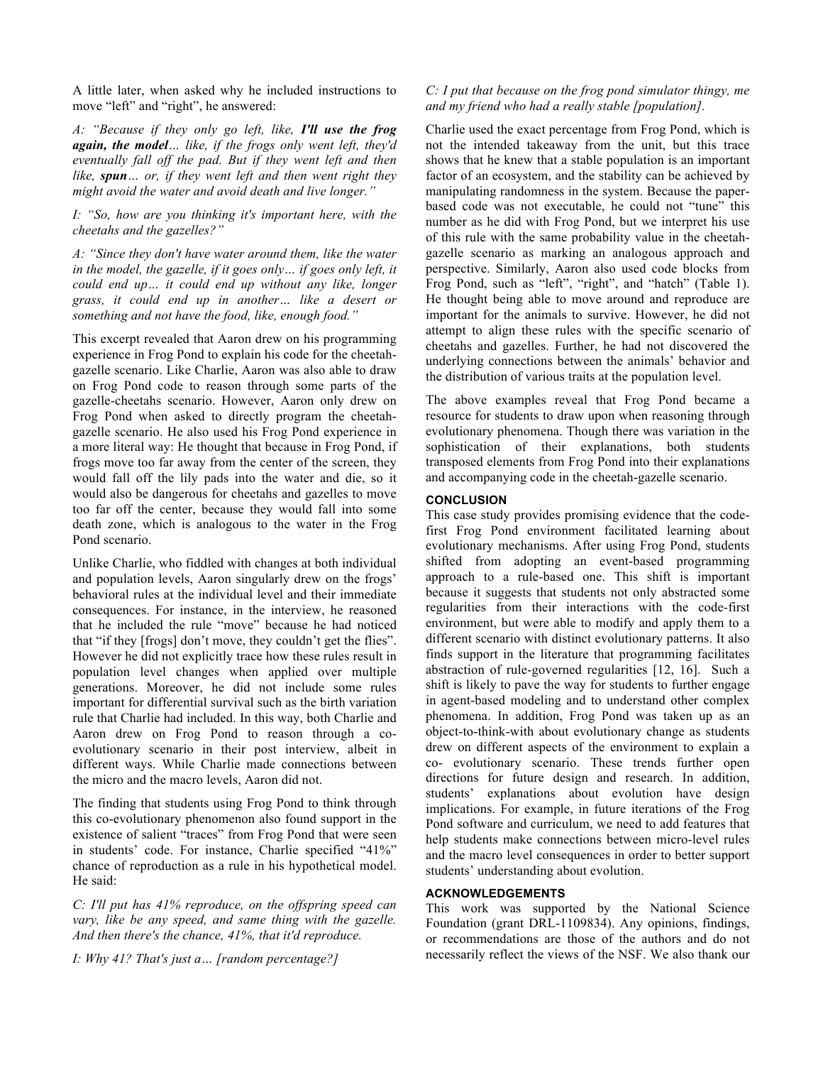A little later, when asked why he included instructions to move "left" and "right", he answered:

*A: "Because if they only go left, like,* ***I'll use the frog again, the model****… like, if the frogs only went left, they'd eventually fall off the pad. But if they went left and then like,* ***spun****… or, if they went left and then went right they might avoid the water and avoid death and live longer."*

*I: "So, how are you thinking it's important here, with the cheetahs and the gazelles?"*

*A: "Since they don't have water around them, like the water in the model, the gazelle, if it goes only… if goes only left, it could end up… it could end up without any like, longer grass, it could end up in another… like a desert or something and not have the food, like, enough food."*

This excerpt revealed that Aaron drew on his programming experience in Frog Pond to explain his code for the cheetah-gazelle scenario. Like Charlie, Aaron was also able to draw on Frog Pond code to reason through some parts of the gazelle-cheetahs scenario. However, Aaron only drew on Frog Pond when asked to directly program the cheetah-gazelle scenario. He also used his Frog Pond experience in a more literal way: He thought that because in Frog Pond, if frogs move too far away from the center of the screen, they would fall off the lily pads into the water and die, so it would also be dangerous for cheetahs and gazelles to move too far off the center, because they would fall into some death zone, which is analogous to the water in the Frog Pond scenario.

Unlike Charlie, who fiddled with changes at both individual and population levels, Aaron singularly drew on the frogs' behavioral rules at the individual level and their immediate consequences. For instance, in the interview, he reasoned that he included the rule "move" because he had noticed that "if they [frogs] don't move, they couldn't get the flies". However he did not explicitly trace how these rules result in population level changes when applied over multiple generations. Moreover, he did not include some rules important for differential survival such as the birth variation rule that Charlie had included. In this way, both Charlie and Aaron drew on Frog Pond to reason through a co-evolutionary scenario in their post interview, albeit in different ways. While Charlie made connections between the micro and the macro levels, Aaron did not.

The finding that students using Frog Pond to think through this co-evolutionary phenomenon also found support in the existence of salient "traces" from Frog Pond that were seen in students' code. For instance, Charlie specified "41%" chance of reproduction as a rule in his hypothetical model. He said:

*C: I'll put has 41% reproduce, on the offspring speed can vary, like be any speed, and same thing with the gazelle. And then there's the chance, 41%, that it'd reproduce.*

*I: Why 41? That's just a… [random percentage?]*

*C: I put that because on the frog pond simulator thingy, me and my friend who had a really stable [population].*

Charlie used the exact percentage from Frog Pond, which is not the intended takeaway from the unit, but this trace shows that he knew that a stable population is an important factor of an ecosystem, and the stability can be achieved by manipulating randomness in the system. Because the paper-based code was not executable, he could not "tune" this number as he did with Frog Pond, but we interpret his use of this rule with the same probability value in the cheetah-gazelle scenario as marking an analogous approach and perspective. Similarly, Aaron also used code blocks from Frog Pond, such as "left", "right", and "hatch" (Table 1). He thought being able to move around and reproduce are important for the animals to survive. However, he did not attempt to align these rules with the specific scenario of cheetahs and gazelles. Further, he had not discovered the underlying connections between the animals' behavior and the distribution of various traits at the population level.

The above examples reveal that Frog Pond became a resource for students to draw upon when reasoning through evolutionary phenomena. Though there was variation in the sophistication of their explanations, both students transposed elements from Frog Pond into their explanations and accompanying code in the cheetah-gazelle scenario.

## CONCLUSION

This case study provides promising evidence that the code-first Frog Pond environment facilitated learning about evolutionary mechanisms. After using Frog Pond, students shifted from adopting an event-based programming approach to a rule-based one. This shift is important because it suggests that students not only abstracted some regularities from their interactions with the code-first environment, but were able to modify and apply them to a different scenario with distinct evolutionary patterns. It also finds support in the literature that programming facilitates abstraction of rule-governed regularities [12, 16]. Such a shift is likely to pave the way for students to further engage in agent-based modeling and to understand other complex phenomena. In addition, Frog Pond was taken up as an object-to-think-with about evolutionary change as students drew on different aspects of the environment to explain a co- evolutionary scenario. These trends further open directions for future design and research. In addition, students' explanations about evolution have design implications. For example, in future iterations of the Frog Pond software and curriculum, we need to add features that help students make connections between micro-level rules and the macro level consequences in order to better support students' understanding about evolution.

## ACKNOWLEDGEMENTS

This work was supported by the National Science Foundation (grant DRL-1109834). Any opinions, findings, or recommendations are those of the authors and do not necessarily reflect the views of the NSF. We also thank our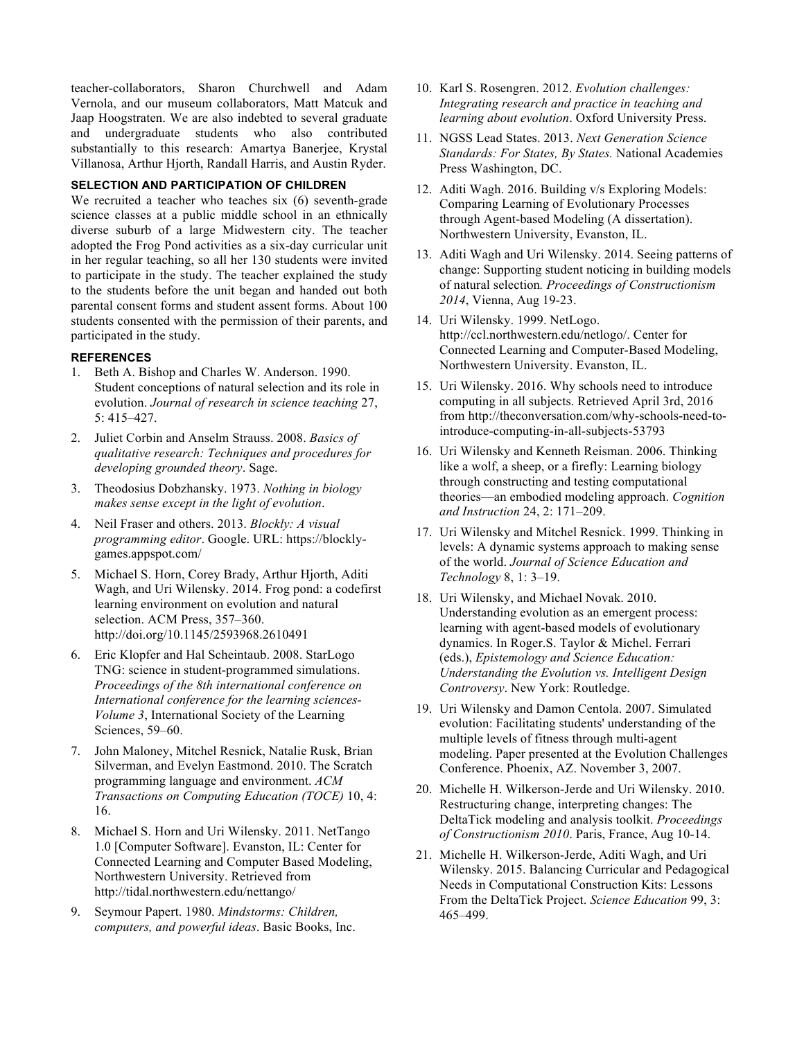teacher-collaborators, Sharon Churchwell and Adam Vernola, and our museum collaborators, Matt Matcuk and Jaap Hoogstraten. We are also indebted to several graduate and undergraduate students who also contributed substantially to this research: Amartya Banerjee, Krystal Villanosa, Arthur Hjorth, Randall Harris, and Austin Ryder.

## SELECTION AND PARTICIPATION OF CHILDREN

We recruited a teacher who teaches six (6) seventh-grade science classes at a public middle school in an ethnically diverse suburb of a large Midwestern city. The teacher adopted the Frog Pond activities as a six-day curricular unit in her regular teaching, so all her 130 students were invited to participate in the study. The teacher explained the study to the students before the unit began and handed out both parental consent forms and student assent forms. About 100 students consented with the permission of their parents, and participated in the study.

## REFERENCES

1. Beth A. Bishop and Charles W. Anderson. 1990. Student conceptions of natural selection and its role in evolution. *Journal of research in science teaching* 27, 5: 415–427.
2. Juliet Corbin and Anselm Strauss. 2008. *Basics of qualitative research: Techniques and procedures for developing grounded theory*. Sage.
3. Theodosius Dobzhansky. 1973. *Nothing in biology makes sense except in the light of evolution*.
4. Neil Fraser and others. 2013. *Blockly: A visual programming editor*. Google. URL: https://blockly-games.appspot.com/
5. Michael S. Horn, Corey Brady, Arthur Hjorth, Aditi Wagh, and Uri Wilensky. 2014. Frog pond: a codefirst learning environment on evolution and natural selection. ACM Press, 357–360. http://doi.org/10.1145/2593968.2610491
6. Eric Klopfer and Hal Scheintaub. 2008. StarLogo TNG: science in student-programmed simulations. *Proceedings of the 8th international conference on International conference for the learning sciences-Volume 3*, International Society of the Learning Sciences, 59–60.
7. John Maloney, Mitchel Resnick, Natalie Rusk, Brian Silverman, and Evelyn Eastmond. 2010. The Scratch programming language and environment. *ACM Transactions on Computing Education (TOCE)* 10, 4: 16.
8. Michael S. Horn and Uri Wilensky. 2011. NetTango 1.0 [Computer Software]. Evanston, IL: Center for Connected Learning and Computer Based Modeling, Northwestern University. Retrieved from http://tidal.northwestern.edu/nettango/
9. Seymour Papert. 1980. *Mindstorms: Children, computers, and powerful ideas*. Basic Books, Inc.
10. Karl S. Rosengren. 2012. *Evolution challenges: Integrating research and practice in teaching and learning about evolution*. Oxford University Press.
11. NGSS Lead States. 2013. *Next Generation Science Standards: For States, By States.* National Academies Press Washington, DC.
12. Aditi Wagh. 2016. Building v/s Exploring Models: Comparing Learning of Evolutionary Processes through Agent-based Modeling (A dissertation). Northwestern University, Evanston, IL.
13. Aditi Wagh and Uri Wilensky. 2014. Seeing patterns of change: Supporting student noticing in building models of natural selection*. Proceedings of Constructionism 2014*, Vienna, Aug 19-23.
14. Uri Wilensky. 1999. NetLogo. http://ccl.northwestern.edu/netlogo/. Center for Connected Learning and Computer-Based Modeling, Northwestern University. Evanston, IL.
15. Uri Wilensky. 2016. Why schools need to introduce computing in all subjects. Retrieved April 3rd, 2016 from http://theconversation.com/why-schools-need-to-introduce-computing-in-all-subjects-53793
16. Uri Wilensky and Kenneth Reisman. 2006. Thinking like a wolf, a sheep, or a firefly: Learning biology through constructing and testing computational theories—an embodied modeling approach. *Cognition and Instruction* 24, 2: 171–209.
17. Uri Wilensky and Mitchel Resnick. 1999. Thinking in levels: A dynamic systems approach to making sense of the world. *Journal of Science Education and Technology* 8, 1: 3–19.
18. Uri Wilensky, and Michael Novak. 2010. Understanding evolution as an emergent process: learning with agent-based models of evolutionary dynamics. In Roger.S. Taylor & Michel. Ferrari (eds.), *Epistemology and Science Education: Understanding the Evolution vs. Intelligent Design Controversy*. New York: Routledge.
19. Uri Wilensky and Damon Centola. 2007. Simulated evolution: Facilitating students' understanding of the multiple levels of fitness through multi-agent modeling. Paper presented at the Evolution Challenges Conference. Phoenix, AZ. November 3, 2007.
20. Michelle H. Wilkerson-Jerde and Uri Wilensky. 2010. Restructuring change, interpreting changes: The DeltaTick modeling and analysis toolkit. *Proceedings of Constructionism 2010*. Paris, France, Aug 10-14.
21. Michelle H. Wilkerson-Jerde, Aditi Wagh, and Uri Wilensky. 2015. Balancing Curricular and Pedagogical Needs in Computational Construction Kits: Lessons From the DeltaTick Project. *Science Education* 99, 3: 465–499.